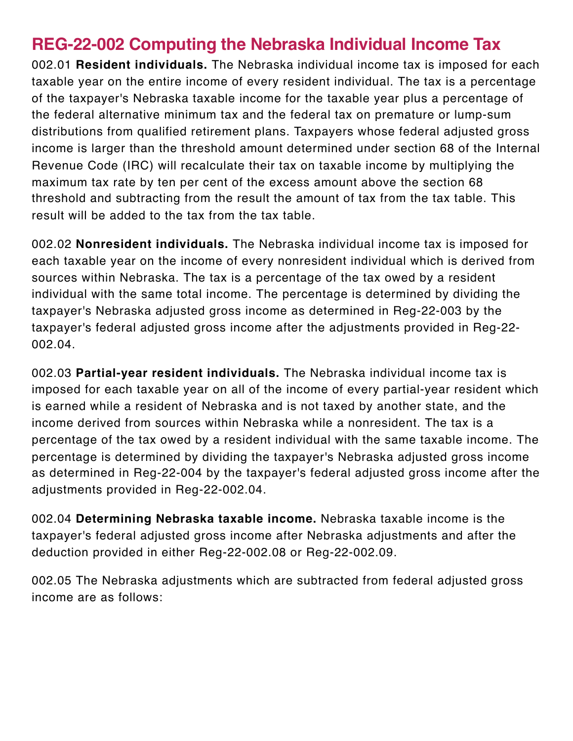# REG-22-002 Computing the Nebraska Individual Income Tax

002.01 **Resident individuals.** The Nebraska individual income tax is imposed for each taxable year on the entire income of every resident individual. The tax is a percentage of the taxpayer's Nebraska taxable income for the taxable year plus a percentage of the federal alternative minimum tax and the federal tax on premature or lump-sum distributions from qualified retirement plans. Taxpayers whose federal adjusted gross income is larger than the threshold amount determined under section 68 of the Internal Revenue Code (IRC) will recalculate their tax on taxable income by multiplying the maximum tax rate by ten per cent of the excess amount above the section 68 threshold and subtracting from the result the amount of tax from the tax table. This result will be added to the tax from the tax table.

002.02 **Nonresident individuals.** The Nebraska individual income tax is imposed for each taxable year on the income of every nonresident individual which is derived from sources within Nebraska. The tax is a percentage of the tax owed by a resident individual with the same total income. The percentage is determined by dividing the taxpayer's Nebraska adjusted gross income as determined in Reg-22-003 by the taxpayer's federal adjusted gross income after the adjustments provided in Reg-22-002.04.

002.03 **Partial-year resident individuals.** The Nebraska individual income tax is imposed for each taxable year on all of the income of every partial-year resident which is earned while a resident of Nebraska and is not taxed by another state, and the income derived from sources within Nebraska while a nonresident. The tax is a percentage of the tax owed by a resident individual with the same taxable income. The percentage is determined by dividing the taxpayer's Nebraska adjusted gross income as determined in Reg-22-004 by the taxpayer's federal adjusted gross income after the adjustments provided in Reg-22-002.04.

002.04 **Determining Nebraska taxable income.** Nebraska taxable income is the taxpayer's federal adjusted gross income after Nebraska adjustments and after the deduction provided in either Reg-22-002.08 or Reg-22-002.09.

002.05 The Nebraska adjustments which are subtracted from federal adjusted gross income are as follows: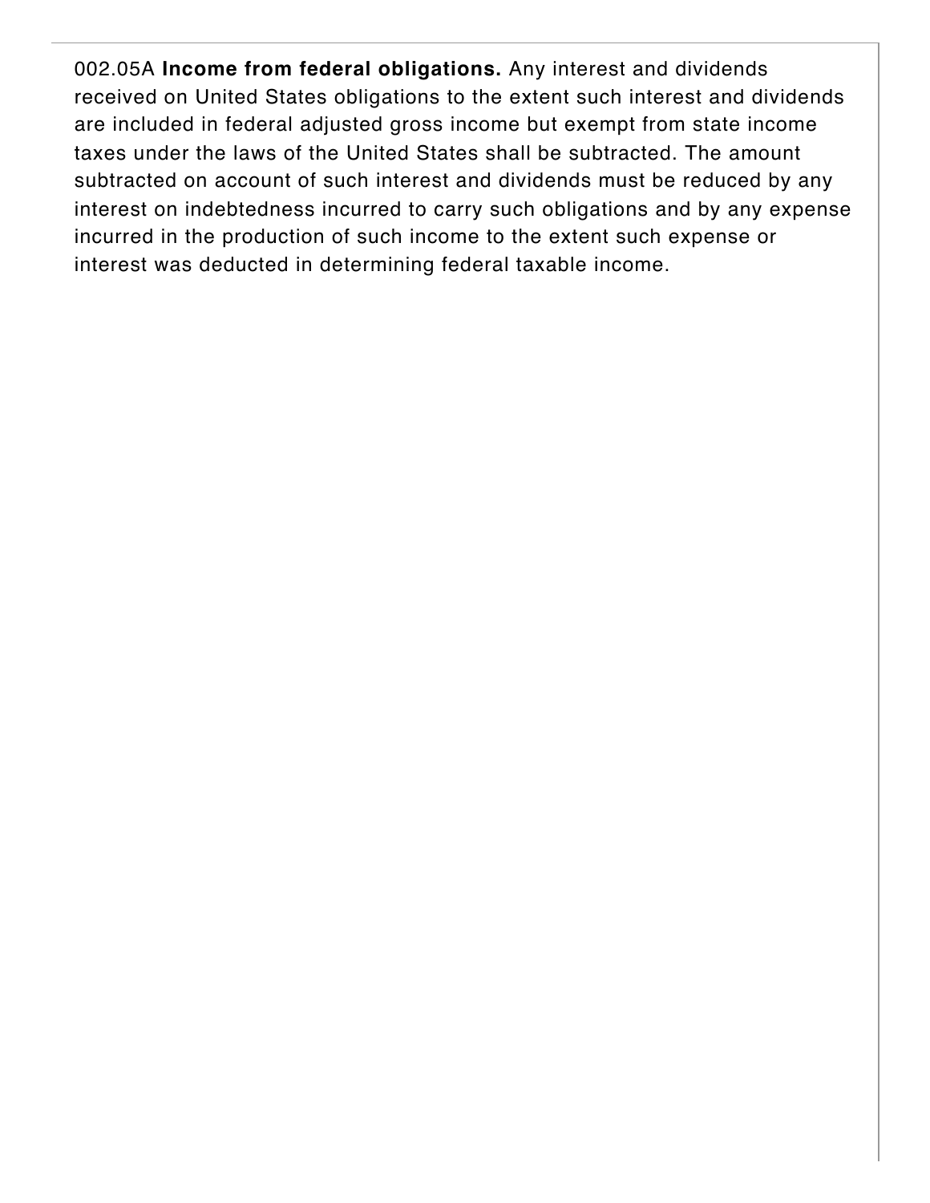002.05A **Income from federal obligations.** Any interest and dividends received on United States obligations to the extent such interest and dividends are included in federal adjusted gross income but exempt from state income taxes under the laws of the United States shall be subtracted. The amount subtracted on account of such interest and dividends must be reduced by any interest on indebtedness incurred to carry such obligations and by any expense incurred in the production of such income to the extent such expense or interest was deducted in determining federal taxable income.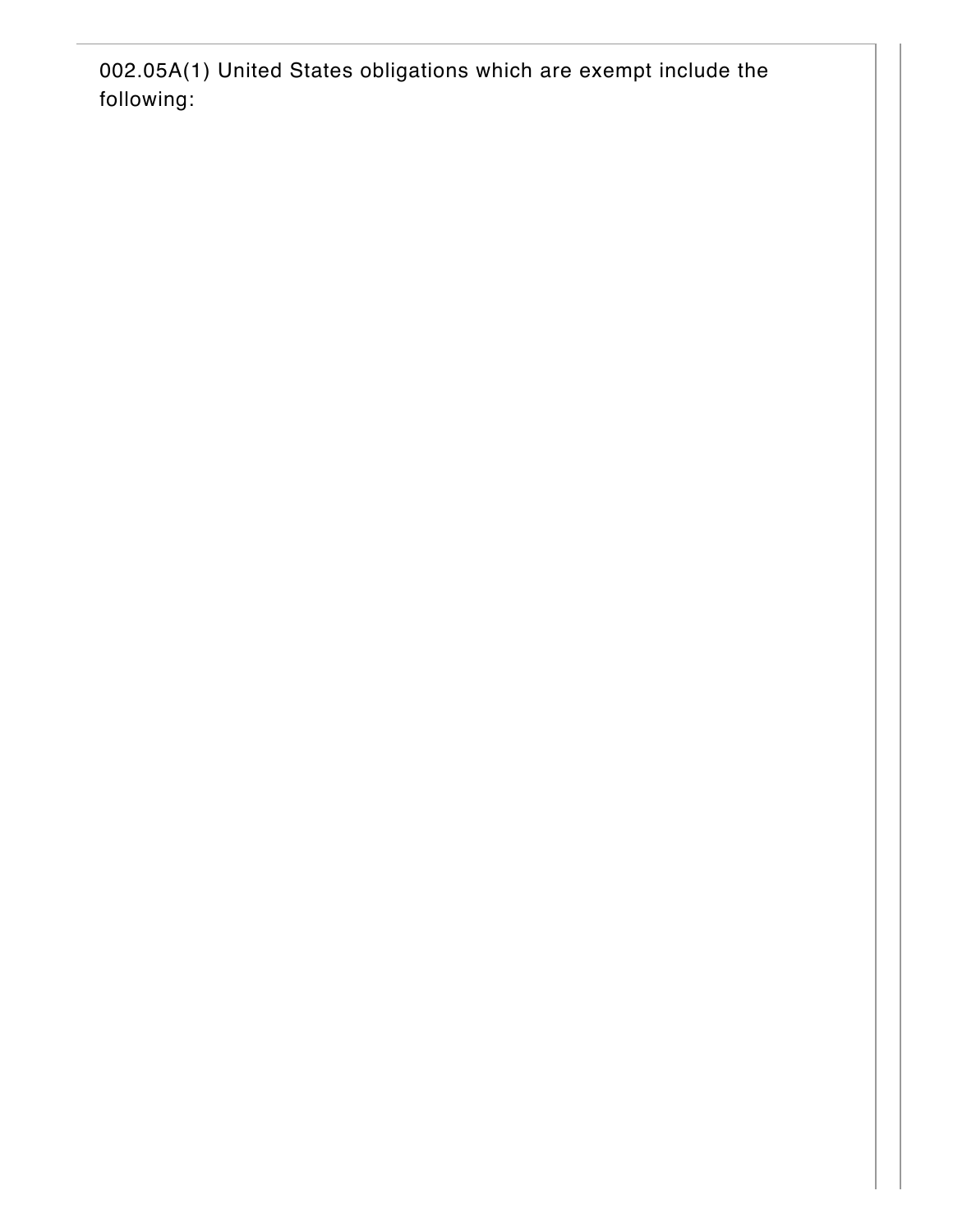002.05A(1) United States obligations which are exempt include the following: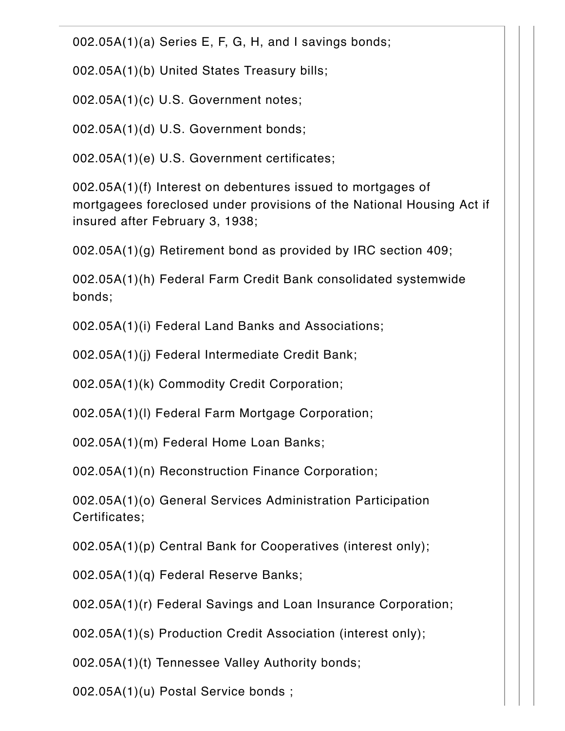002.05A(1)(a) Series E, F, G, H, and I savings bonds;

002.05A(1)(b) United States Treasury bills;

002.05A(1)(c) U.S. Government notes;

002.05A(1)(d) U.S. Government bonds;

002.05A(1)(e) U.S. Government certificates;

002.05A(1)(f) Interest on debentures issued to mortgages of mortgagees foreclosed under provisions of the National Housing Act if insured after February 3, 1938;

002.05A(1)(g) Retirement bond as provided by IRC section 409;

002.05A(1)(h) Federal Farm Credit Bank consolidated systemwide bonds;

002.05A(1)(i) Federal Land Banks and Associations;

002.05A(1)(j) Federal Intermediate Credit Bank;

002.05A(1)(k) Commodity Credit Corporation;

002.05A(1)(l) Federal Farm Mortgage Corporation;

002.05A(1)(m) Federal Home Loan Banks;

002.05A(1)(n) Reconstruction Finance Corporation;

002.05A(1)(o) General Services Administration Participation Certificates;

002.05A(1)(p) Central Bank for Cooperatives (interest only);

002.05A(1)(q) Federal Reserve Banks;

002.05A(1)(r) Federal Savings and Loan Insurance Corporation;

002.05A(1)(s) Production Credit Association (interest only);

002.05A(1)(t) Tennessee Valley Authority bonds;

002.05A(1)(u) Postal Service bonds ;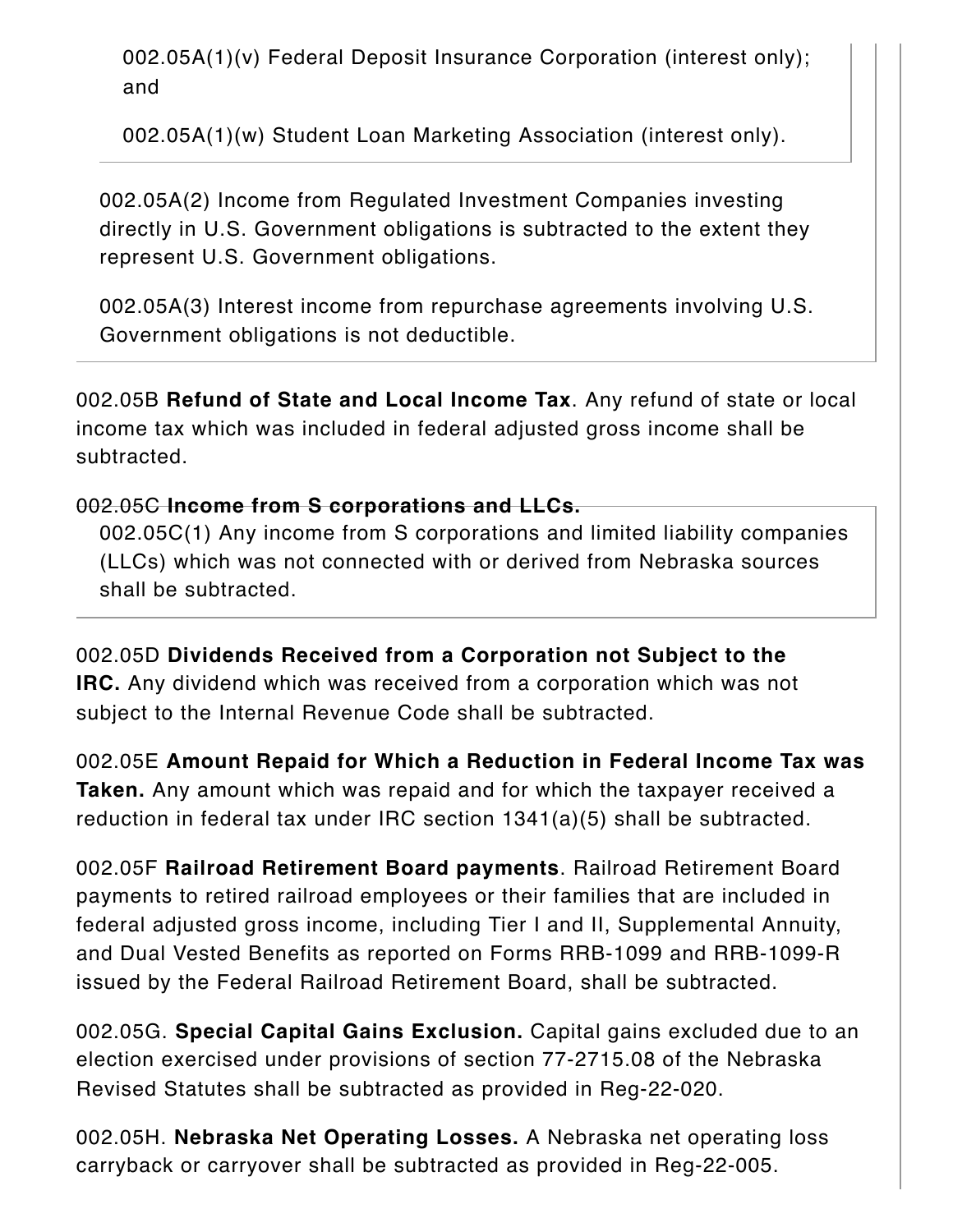002.05A(1)(v) Federal Deposit Insurance Corporation (interest only); and

002.05A(1)(w) Student Loan Marketing Association (interest only).

002.05A(2) Income from Regulated Investment Companies investing directly in U.S. Government obligations is subtracted to the extent they represent U.S. Government obligations.

002.05A(3) Interest income from repurchase agreements involving U.S. Government obligations is not deductible.

002.05B **Refund of State and Local Income Tax**. Any refund of state or local income tax which was included in federal adjusted gross income shall be subtracted.

002.05C **Income from S corporations and LLCs.**

002.05C(1) Any income from S corporations and limited liability companies (LLCs) which was not connected with or derived from Nebraska sources shall be subtracted.

002.05D **Dividends Received from a Corporation not Subject to the IRC.** Any dividend which was received from a corporation which was not subject to the Internal Revenue Code shall be subtracted.

002.05E **Amount Repaid for Which a Reduction in Federal Income Tax was Taken.** Any amount which was repaid and for which the taxpayer received a reduction in federal tax under IRC section 1341(a)(5) shall be subtracted.

002.05F **Railroad Retirement Board payments**. Railroad Retirement Board payments to retired railroad employees or their families that are included in federal adjusted gross income, including Tier I and II, Supplemental Annuity, and Dual Vested Benefits as reported on Forms RRB-1099 and RRB-1099-R issued by the Federal Railroad Retirement Board, shall be subtracted.

002.05G. **Special Capital Gains Exclusion.** Capital gains excluded due to an election exercised under provisions of section 77-2715.08 of the Nebraska Revised Statutes shall be subtracted as provided in Reg-22-020.

002.05H. **Nebraska Net Operating Losses.** A Nebraska net operating loss carryback or carryover shall be subtracted as provided in Reg-22-005.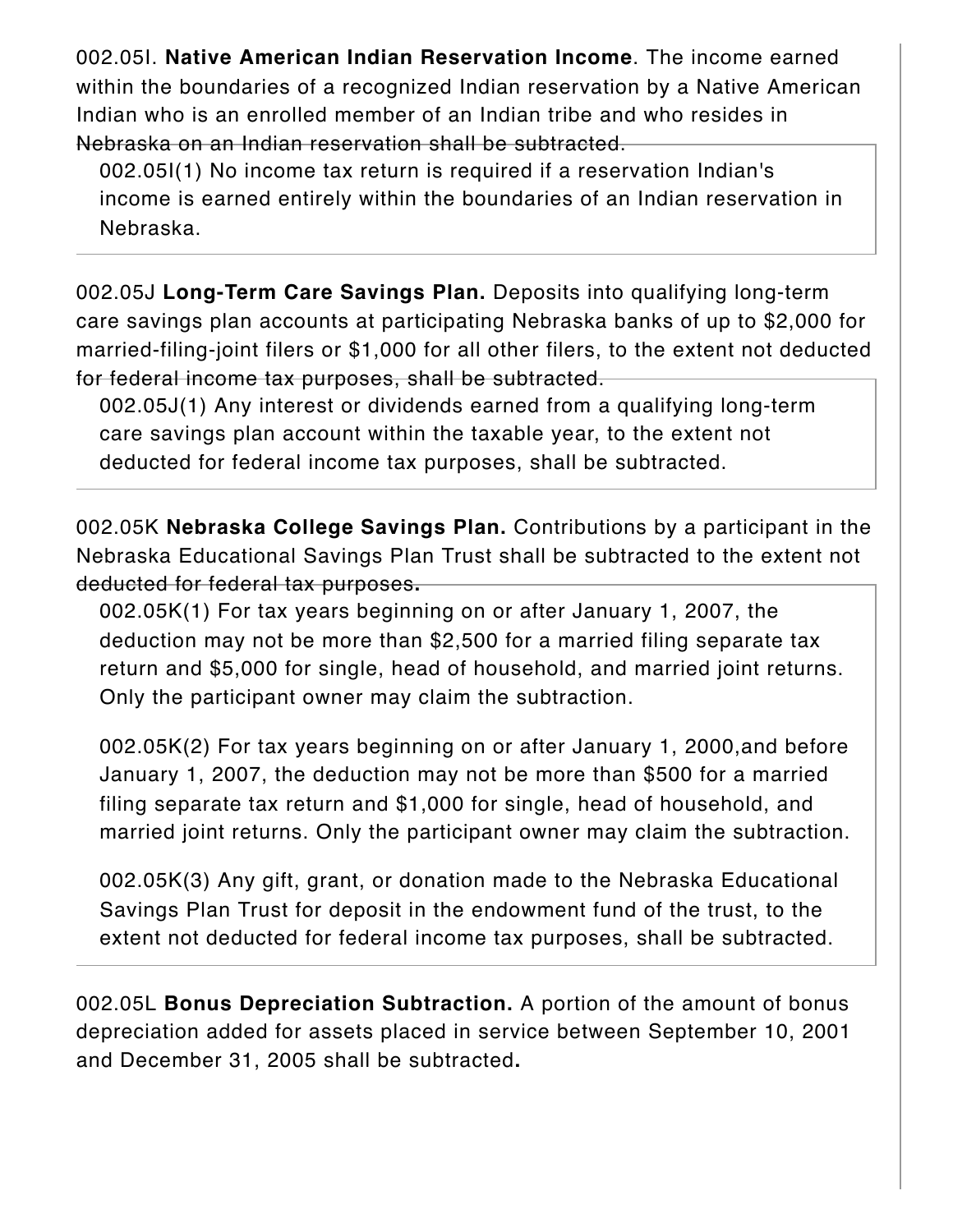002.05I. **Native American Indian Reservation Income**. The income earned within the boundaries of a recognized Indian reservation by a Native American Indian who is an enrolled member of an Indian tribe and who resides in Nebraska on an Indian reservation shall be subtracted.

002.05I(1) No income tax return is required if a reservation Indian's income is earned entirely within the boundaries of an Indian reservation in Nebraska.

002.05J **Long-Term Care Savings Plan.** Deposits into qualifying long-term care savings plan accounts at participating Nebraska banks of up to $2,000 for married-filing-joint filers or $1,000 for all other filers, to the extent not deducted for federal income tax purposes, shall be subtracted.

002.05J(1) Any interest or dividends earned from a qualifying long-term care savings plan account within the taxable year, to the extent not deducted for federal income tax purposes, shall be subtracted.

002.05K **Nebraska College Savings Plan.** Contributions by a participant in the Nebraska Educational Savings Plan Trust shall be subtracted to the extent not deducted for federal tax purposes**.**

002.05K(1) For tax years beginning on or after January 1, 2007, the deduction may not be more than $2,500 for a married filing separate tax return and $5,000 for single, head of household, and married joint returns. Only the participant owner may claim the subtraction.

002.05K(2) For tax years beginning on or after January 1, 2000,and before January 1, 2007, the deduction may not be more than $500 for a married filing separate tax return and $1,000 for single, head of household, and married joint returns. Only the participant owner may claim the subtraction.

002.05K(3) Any gift, grant, or donation made to the Nebraska Educational Savings Plan Trust for deposit in the endowment fund of the trust, to the extent not deducted for federal income tax purposes, shall be subtracted.

002.05L **Bonus Depreciation Subtraction.** A portion of the amount of bonus depreciation added for assets placed in service between September 10, 2001 and December 31, 2005 shall be subtracted**.**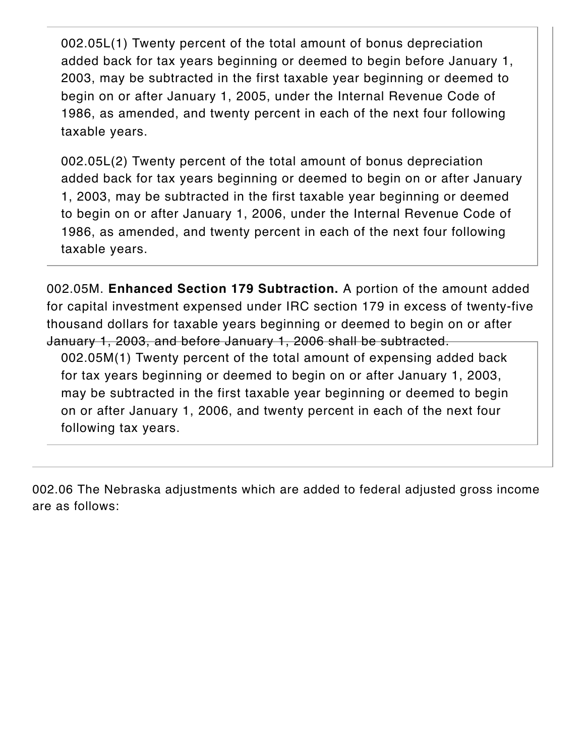002.05L(1) Twenty percent of the total amount of bonus depreciation added back for tax years beginning or deemed to begin before January 1, 2003, may be subtracted in the first taxable year beginning or deemed to begin on or after January 1, 2005, under the Internal Revenue Code of 1986, as amended, and twenty percent in each of the next four following taxable years.

002.05L(2) Twenty percent of the total amount of bonus depreciation added back for tax years beginning or deemed to begin on or after January 1, 2003, may be subtracted in the first taxable year beginning or deemed to begin on or after January 1, 2006, under the Internal Revenue Code of 1986, as amended, and twenty percent in each of the next four following taxable years.

002.05M. **Enhanced Section 179 Subtraction.** A portion of the amount added for capital investment expensed under IRC section 179 in excess of twenty-five thousand dollars for taxable years beginning or deemed to begin on or after January 1, 2003, and before January 1, 2006 shall be subtracted.

002.05M(1) Twenty percent of the total amount of expensing added back for tax years beginning or deemed to begin on or after January 1, 2003, may be subtracted in the first taxable year beginning or deemed to begin on or after January 1, 2006, and twenty percent in each of the next four following tax years.

002.06 The Nebraska adjustments which are added to federal adjusted gross income are as follows: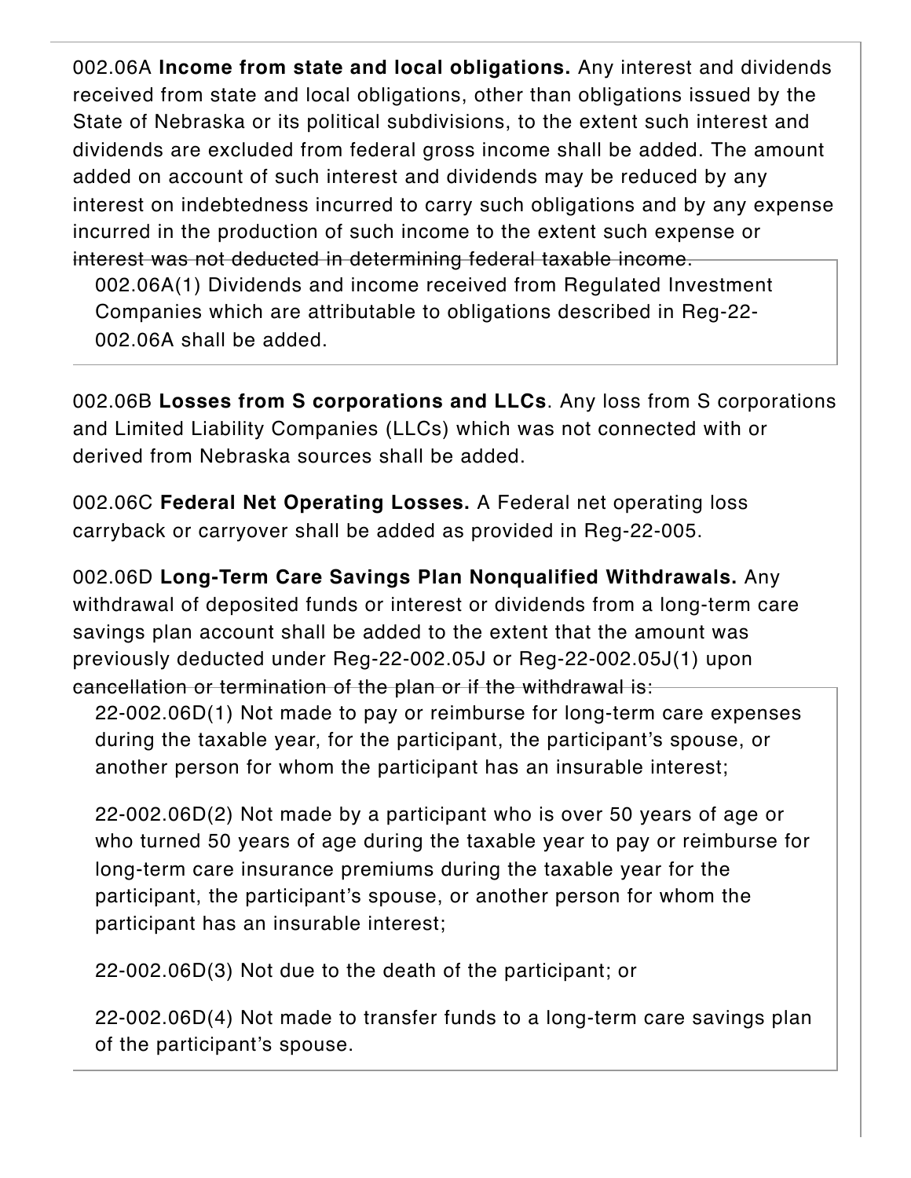002.06A **Income from state and local obligations.** Any interest and dividends received from state and local obligations, other than obligations issued by the State of Nebraska or its political subdivisions, to the extent such interest and dividends are excluded from federal gross income shall be added. The amount added on account of such interest and dividends may be reduced by any interest on indebtedness incurred to carry such obligations and by any expense incurred in the production of such income to the extent such expense or interest was not deducted in determining federal taxable income.

002.06A(1) Dividends and income received from Regulated Investment Companies which are attributable to obligations described in Reg-22-002.06A shall be added.

002.06B **Losses from S corporations and LLCs**. Any loss from S corporations and Limited Liability Companies (LLCs) which was not connected with or derived from Nebraska sources shall be added.

002.06C **Federal Net Operating Losses.** A Federal net operating loss carryback or carryover shall be added as provided in Reg-22-005.

002.06D **Long-Term Care Savings Plan Nonqualified Withdrawals.** Any withdrawal of deposited funds or interest or dividends from a long-term care savings plan account shall be added to the extent that the amount was previously deducted under Reg-22-002.05J or Reg-22-002.05J(1) upon cancellation or termination of the plan or if the withdrawal is:

22-002.06D(1) Not made to pay or reimburse for long-term care expenses during the taxable year, for the participant, the participant's spouse, or another person for whom the participant has an insurable interest;

22-002.06D(2) Not made by a participant who is over 50 years of age or who turned 50 years of age during the taxable year to pay or reimburse for long-term care insurance premiums during the taxable year for the participant, the participant's spouse, or another person for whom the participant has an insurable interest;

22-002.06D(3) Not due to the death of the participant; or

22-002.06D(4) Not made to transfer funds to a long-term care savings plan of the participant's spouse.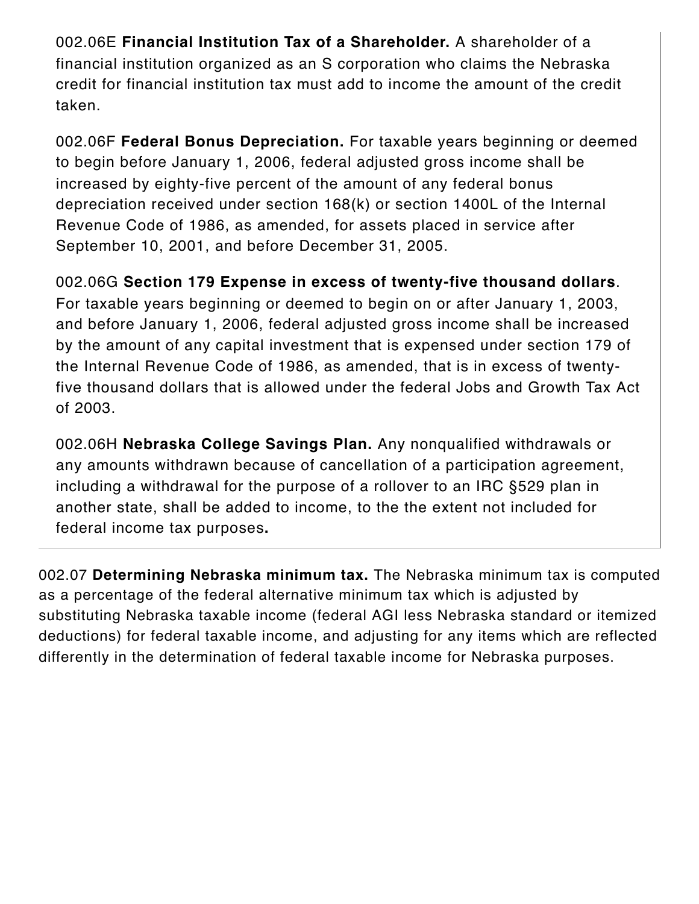002.06E **Financial Institution Tax of a Shareholder.** A shareholder of a financial institution organized as an S corporation who claims the Nebraska credit for financial institution tax must add to income the amount of the credit taken.

002.06F **Federal Bonus Depreciation.** For taxable years beginning or deemed to begin before January 1, 2006, federal adjusted gross income shall be increased by eighty-five percent of the amount of any federal bonus depreciation received under section 168(k) or section 1400L of the Internal Revenue Code of 1986, as amended, for assets placed in service after September 10, 2001, and before December 31, 2005.

002.06G **Section 179 Expense in excess of twenty-five thousand dollars**. For taxable years beginning or deemed to begin on or after January 1, 2003, and before January 1, 2006, federal adjusted gross income shall be increased by the amount of any capital investment that is expensed under section 179 of the Internal Revenue Code of 1986, as amended, that is in excess of twenty-five thousand dollars that is allowed under the federal Jobs and Growth Tax Act of 2003.

002.06H **Nebraska College Savings Plan.** Any nonqualified withdrawals or any amounts withdrawn because of cancellation of a participation agreement, including a withdrawal for the purpose of a rollover to an IRC §529 plan in another state, shall be added to income, to the the extent not included for federal income tax purposes**.**

002.07 **Determining Nebraska minimum tax.** The Nebraska minimum tax is computed as a percentage of the federal alternative minimum tax which is adjusted by substituting Nebraska taxable income (federal AGI less Nebraska standard or itemized deductions) for federal taxable income, and adjusting for any items which are reflected differently in the determination of federal taxable income for Nebraska purposes.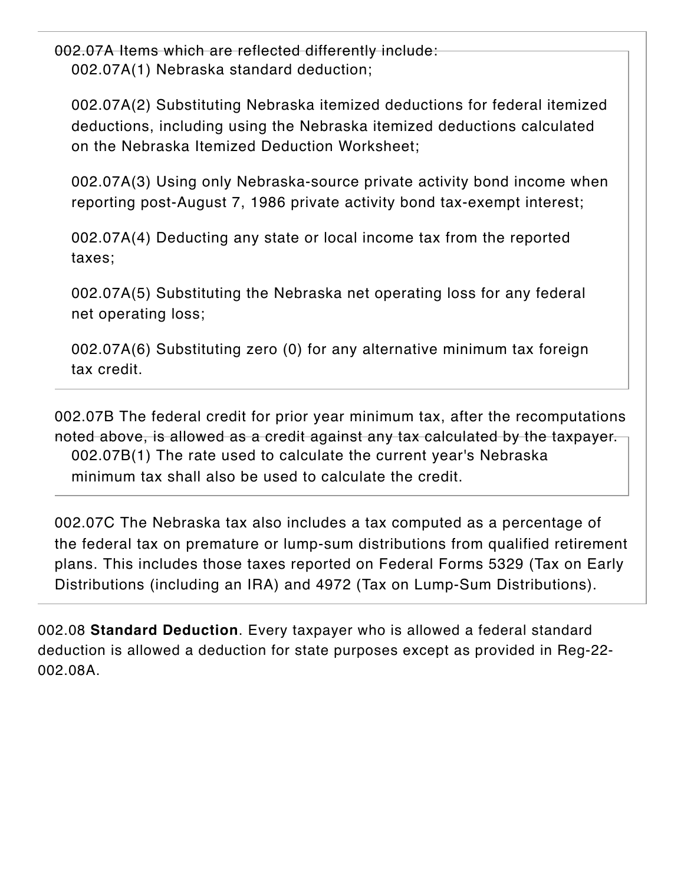002.07A Items which are reflected differently include:

002.07A(1) Nebraska standard deduction;

002.07A(2) Substituting Nebraska itemized deductions for federal itemized deductions, including using the Nebraska itemized deductions calculated on the Nebraska Itemized Deduction Worksheet;

002.07A(3) Using only Nebraska-source private activity bond income when reporting post-August 7, 1986 private activity bond tax-exempt interest;

002.07A(4) Deducting any state or local income tax from the reported taxes;

002.07A(5) Substituting the Nebraska net operating loss for any federal net operating loss;

002.07A(6) Substituting zero (0) for any alternative minimum tax foreign tax credit.

002.07B The federal credit for prior year minimum tax, after the recomputations noted above, is allowed as a credit against any tax calculated by the taxpayer.

002.07B(1) The rate used to calculate the current year's Nebraska minimum tax shall also be used to calculate the credit.

002.07C The Nebraska tax also includes a tax computed as a percentage of the federal tax on premature or lump-sum distributions from qualified retirement plans. This includes those taxes reported on Federal Forms 5329 (Tax on Early Distributions (including an IRA) and 4972 (Tax on Lump-Sum Distributions).

002.08 **Standard Deduction**. Every taxpayer who is allowed a federal standard deduction is allowed a deduction for state purposes except as provided in Reg-22-002.08A.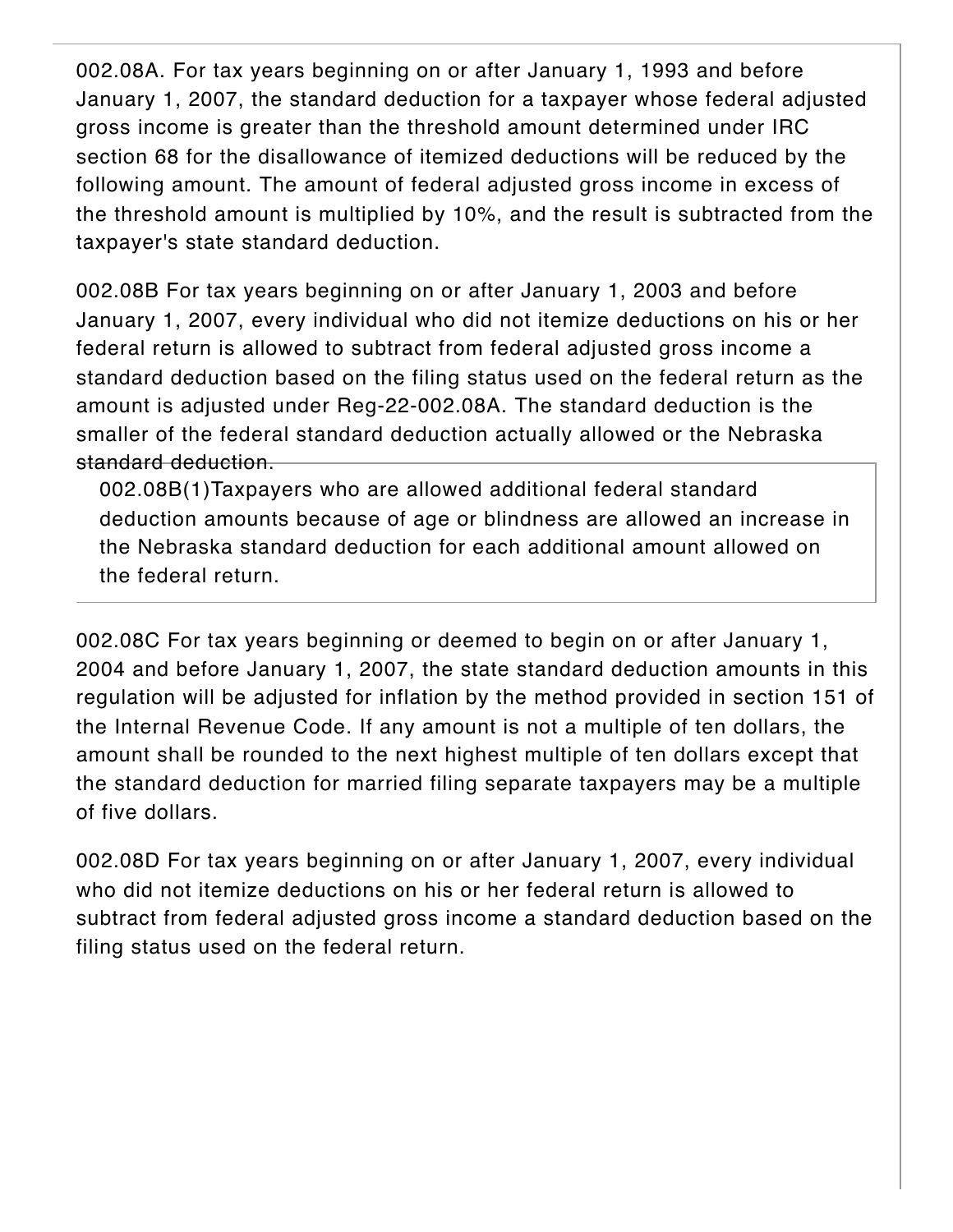002.08A. For tax years beginning on or after January 1, 1993 and before January 1, 2007, the standard deduction for a taxpayer whose federal adjusted gross income is greater than the threshold amount determined under IRC section 68 for the disallowance of itemized deductions will be reduced by the following amount. The amount of federal adjusted gross income in excess of the threshold amount is multiplied by 10%, and the result is subtracted from the taxpayer's state standard deduction.

002.08B For tax years beginning on or after January 1, 2003 and before January 1, 2007, every individual who did not itemize deductions on his or her federal return is allowed to subtract from federal adjusted gross income a standard deduction based on the filing status used on the federal return as the amount is adjusted under Reg-22-002.08A. The standard deduction is the smaller of the federal standard deduction actually allowed or the Nebraska standard deduction.

002.08B(1)Taxpayers who are allowed additional federal standard deduction amounts because of age or blindness are allowed an increase in the Nebraska standard deduction for each additional amount allowed on the federal return.

002.08C For tax years beginning or deemed to begin on or after January 1, 2004 and before January 1, 2007, the state standard deduction amounts in this regulation will be adjusted for inflation by the method provided in section 151 of the Internal Revenue Code. If any amount is not a multiple of ten dollars, the amount shall be rounded to the next highest multiple of ten dollars except that the standard deduction for married filing separate taxpayers may be a multiple of five dollars.

002.08D For tax years beginning on or after January 1, 2007, every individual who did not itemize deductions on his or her federal return is allowed to subtract from federal adjusted gross income a standard deduction based on the filing status used on the federal return.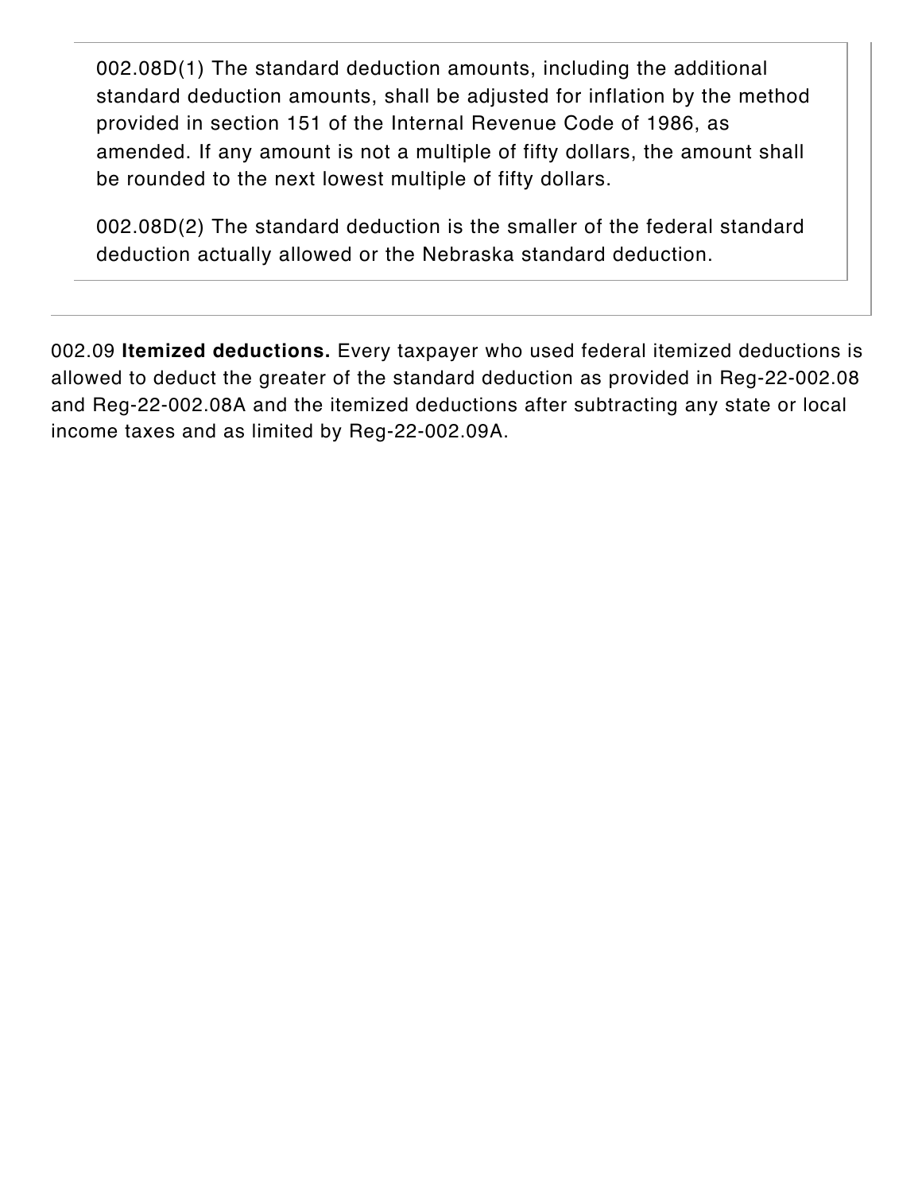002.08D(1) The standard deduction amounts, including the additional standard deduction amounts, shall be adjusted for inflation by the method provided in section 151 of the Internal Revenue Code of 1986, as amended. If any amount is not a multiple of fifty dollars, the amount shall be rounded to the next lowest multiple of fifty dollars.

002.08D(2) The standard deduction is the smaller of the federal standard deduction actually allowed or the Nebraska standard deduction.

002.09 **Itemized deductions.** Every taxpayer who used federal itemized deductions is allowed to deduct the greater of the standard deduction as provided in Reg-22-002.08 and Reg-22-002.08A and the itemized deductions after subtracting any state or local income taxes and as limited by Reg-22-002.09A.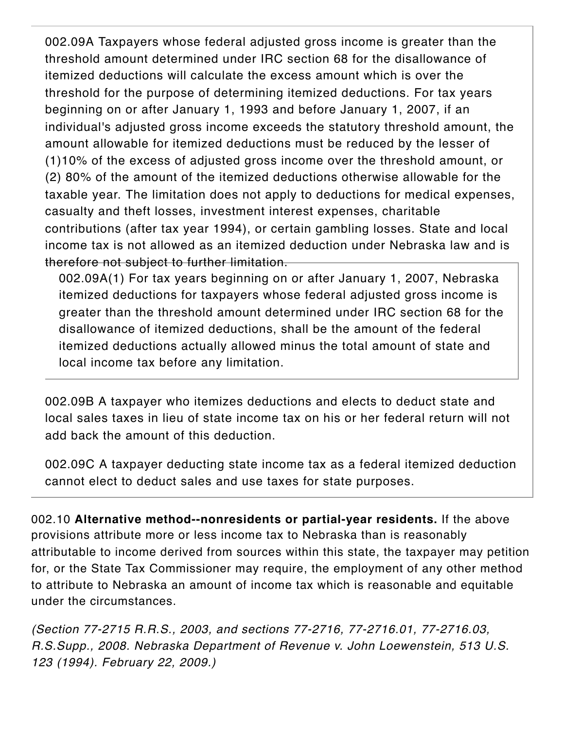002.09A Taxpayers whose federal adjusted gross income is greater than the threshold amount determined under IRC section 68 for the disallowance of itemized deductions will calculate the excess amount which is over the threshold for the purpose of determining itemized deductions. For tax years beginning on or after January 1, 1993 and before January 1, 2007, if an individual's adjusted gross income exceeds the statutory threshold amount, the amount allowable for itemized deductions must be reduced by the lesser of (1)10% of the excess of adjusted gross income over the threshold amount, or (2) 80% of the amount of the itemized deductions otherwise allowable for the taxable year. The limitation does not apply to deductions for medical expenses, casualty and theft losses, investment interest expenses, charitable contributions (after tax year 1994), or certain gambling losses. State and local income tax is not allowed as an itemized deduction under Nebraska law and is therefore not subject to further limitation.

002.09A(1) For tax years beginning on or after January 1, 2007, Nebraska itemized deductions for taxpayers whose federal adjusted gross income is greater than the threshold amount determined under IRC section 68 for the disallowance of itemized deductions, shall be the amount of the federal itemized deductions actually allowed minus the total amount of state and local income tax before any limitation.

002.09B A taxpayer who itemizes deductions and elects to deduct state and local sales taxes in lieu of state income tax on his or her federal return will not add back the amount of this deduction.

002.09C A taxpayer deducting state income tax as a federal itemized deduction cannot elect to deduct sales and use taxes for state purposes.

002.10 **Alternative method--nonresidents or partial-year residents.** If the above provisions attribute more or less income tax to Nebraska than is reasonably attributable to income derived from sources within this state, the taxpayer may petition for, or the State Tax Commissioner may require, the employment of any other method to attribute to Nebraska an amount of income tax which is reasonable and equitable under the circumstances.

*(Section 77-2715 R.R.S., 2003, and sections 77-2716, 77-2716.01, 77-2716.03, R.S.Supp., 2008. Nebraska Department of Revenue v. John Loewenstein, 513 U.S. 123 (1994). February 22, 2009.)*